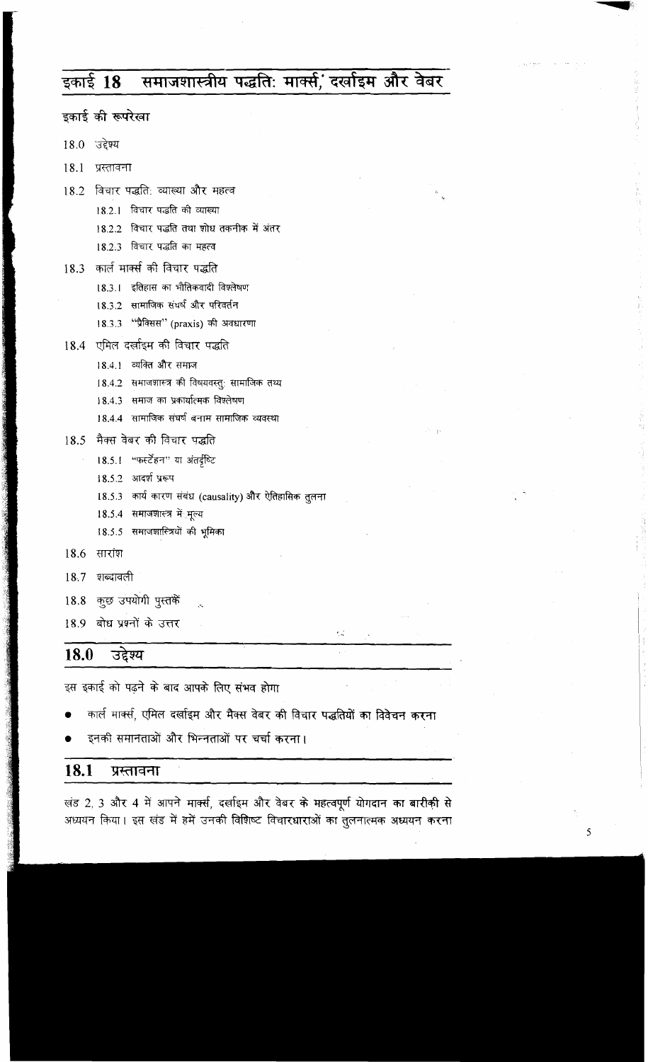# इकाई 18 समाजशास्त्रीय पद्धति: मार्क्स, दर्खाइम और वेबर

इकाई की रूपरेखा

18.0 उद्देश्य

18.1 प्रस्तावना

18.2 विचार पद्धति: व्याख्या और महत्व

- 18.2.1 विचार पद्धति की व्याख्या
- 18.2.2 विचार पद्धति तथा शोध तकनीक में अंतर
- 18.2.3 विचार पद्धति का महत्व

18.3 कार्ल मार्क्स की विचार पद्धति

- 18.3.1 इतिहास का भौतिकवादी विश्लेषण
- 18.3.2 सामाजिक संघर्ष और परिवर्तन
- 18.3.3 "प्रैक्सिस" (praxis) की अवधारणा

18.4 एमिल दर्खाइम की विचार पद्धति

- 18.4.1 व्यक्ति और समाज
- 18.4.2 समाजशास्त्र की विषयवस्तु: सामाजिक तथ्य
- 18.4.3 समाज का प्रकार्यात्मक विश्लेषण
- 18.4.4 सामाजिक संघर्ष बनाम सामाजिक व्यवस्था

18.5 मैक्स वेबर की विचार पद्धति

- 18.5.1 "फर्स्टेहन" या अंतर्दृष्टि
- 18.5.2 आदर्श प्ररूप
- 18.5.3 कार्य कारण संबंध (causality) और ऐतिहासिक तुलना
- 18.5.4 समाजशास्त्र में मूल्य
- 18.5.5 समाजशास्त्रियों की भूमिका

18.6 सारांश

18.7 शब्दावली

18.8 कुछ उपयोगी पुस्तकें

18.9 बोध प्रश्नों के उत्तर

## 18.0 उद्देश्य

इस इकाई को पढ़ने के बाद आपके लिए संभव होगा

- कार्ल मार्क्स, एमिल दर्खाइम और मैक्स वेबर की विचार पद्धतियों का विवेचन करना
- इनकी समानताओं और भिन्नताओं पर चर्चा करना।

## 18.1 प्रस्तावना

खंड 2, 3 और 4 में आपने मार्क्स, दर्खाइम और वेबर के महत्वपूर्ण योगदान का बारीकी से अध्ययन किया। इस खंड में हमें उनकी विशिष्ट विचारधाराओं का तुलनात्मक अध्ययन करना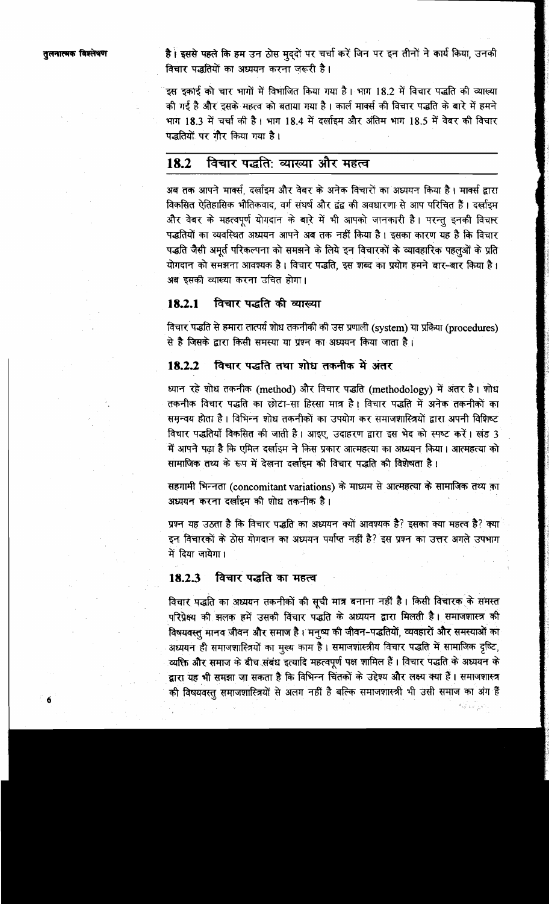है। इससे पहले कि हम उन ठोस मुद्दों पर चर्चा करें जिन पर इन तीनों ने कार्य किया, उनकी विचार पद्धतियों का अध्ययन करना ज़रूरी है।

इस इकाई को चार भागों में विभाजित किया गया है। भाग 18.2 में विचार पद्धति की व्याख्या की गई है और इसके महत्व को बताया गया है। कार्ल मार्क्स की विचार पद्धति के बारे में हमने भाग 18.3 में चर्चा की है। भाग 18.4 में दर्खाइम और अंतिम भाग 18.5 में वेबर की विचार पद्धतियों पर ग़ौर किया गया है।

## 18.2 विचार पद्धति: व्याख्या और महत्व

अब तक आपने मार्क्स, दर्खाइम और वेबर के अनेक विचारों का अध्ययन किया है। मार्क्स द्वारा विकसित ऐतिहासिक भौतिकवाद, वर्ग संघर्ष और द्वंद्व की अवधारणा से आप परिचित हैं। दर्खाइम और वेबर के महत्वपूर्ण योगदान के बारे में भी आपको जानकारी है। परन्तु इनकी विचार पद्धतियों का व्यवस्थित अध्ययन आपने अब तक नहीं किया है। इसका कारण यह है कि विचार पद्धति जैसी अमूर्त परिकल्पना को समझने के लिये इन विचारकों के व्यावहारिक पहलुओं के प्रति योगदान को समझना आवश्यक है। विचार पद्धति, इस शब्द का प्रयोग हमने बार-बार किया है। अब इसकी व्याख्या करना उचित होगा।

### 18.2.1 विचार पद्धति की व्याख्या

विचार पद्धति से हमारा तात्पर्य शोध तकनीकी की उस प्रणाली (system) या प्रक्रिया (procedures) से है जिसके द्वारा किसी समस्या या प्रश्न का अध्ययन किया जाता है।

### 18.2.2 विचार पद्धति तथा शोध तकनीक में अंतर

ध्यान रहे शोध तकनीक (method) और विचार पद्धति (methodology) में अंतर है। शोध तकनीक विचार पद्धति का छोटा-सा हिस्सा मात्र है। विचार पद्धति में अनेक तकनीकों का समन्वय होता है। विभिन्न शोध तकनीकों का उपयोग कर समाजशास्त्रियों द्वारा अपनी विशिष्ट विचार पद्धतियाँ विकसित की जाती है। आइए, उदाहरण द्वारा इस भेद को स्पष्ट करें। खंड 3 में आपने पढ़ा है कि एमिल दर्खाइम ने किस प्रकार आत्महत्या का अध्ययन किया। आत्महत्या को सामाजिक तथ्य के रूप में देखना दर्खाइम की विचार पद्धति की विशेषता है।

सहगामी भिन्नता (concomitant variations) के माध्यम से आत्महत्या के सामाजिक तथ्य का अध्ययन करना दर्खाइम की शोध तकनीक है।

प्रश्न यह उठता है कि विचार पद्धति का अध्ययन क्यों आवश्यक है? इसका क्या महत्व है? क्या इन विचारकों के ठोस योगदान का अध्ययन पर्याप्त नहीं है? इस प्रश्न का उत्तर अगले उपभाग में दिया जायेगा।

### 18.2.3 विचार पद्धति का महत्व

विचार पद्धति का अध्ययन तकनीकों की सूची मात्र बनाना नहीं है। किसी विचारक के समस्त परिप्रेक्ष्य की झलक हमें उसकी विचार पद्धति के अध्ययन द्वारा मिलती है। समाजशास्त्र की विषयवस्तु मानव जीवन और समाज है। मनुष्य की जीवन-पद्धतियों, व्यवहारों और समस्याओं का अध्ययन ही समाजशास्त्रियों का मुख्य काम है। समाजशास्त्रीय विचार पद्धति में सामाजिक दृष्टि, व्यक्ति और समाज के बीच संबंध इत्यादि महत्वपूर्ण पक्ष शामिल हैं। विचार पद्धति के अध्ययन के द्वारा यह भी समझा जा सकता है कि विभिन्न चिंतकों के उद्देश्य और लक्ष्य क्या हैं। समाजशास्त्र की विषयवस्तु समाजशास्त्रियों से अलग नहीं है बल्कि समाजशास्त्री भी उसी समाज का अंग हैं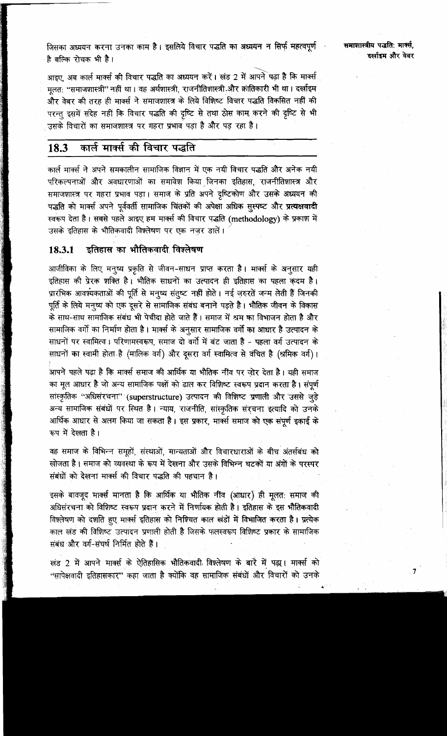जिसका अध्ययन करना उनका काम है। इसलिये विचार पद्धति का अध्ययन न सिर्फ़ महत्वपूर्ण है बल्कि रोचक भी है।

आइए, अब कार्ल मार्क्स की विचार पद्धति का अध्ययन करें। खंड 2 में आपने पढ़ा है कि मार्क्स मूलतः "समाजशास्त्री" नहीं था। वह अर्थशास्त्री, राजनीतिशास्त्री और क्रांतिकारी भी था। दर्खाइम और वेबर की तरह ही मार्क्स ने समाजशास्त्र के लिये विशिष्ट विचार पद्धति विकसित नहीं की परन्तु इसमें संदेह नहीं कि विचार पद्धति की दृष्टि से तथा ठोस काम करने की दृष्टि से भी उसके विचारों का समाजशास्त्र पर गहरा प्रभाव पड़ा है और पड़ रहा है।

## 18.3 कार्ल मार्क्स की विचार पद्धति

कार्ल मार्क्स ने अपने समकालीन सामाजिक विज्ञान में एक नयी विचार पद्धति और अनेक नयी परिकल्पनाओं और अवधारणाओं का समावेश किया जिनका इतिहास, राजनीतिशास्त्र और समाजशास्त्र पर गहरा प्रभाव पड़ा। समाज के प्रति अपने दृष्टिकोण और उसके अध्ययन की पद्धति को मार्क्स अपने पूर्ववर्ती सामाजिक चिंतकों की अपेक्षा अधिक सुस्पष्ट और **प्रत्यक्षवादी** स्वरूप देता है। सबसे पहले आइए हम मार्क्स की विचार पद्धति (**methodology**) के प्रकाश में उसके इतिहास के भौतिकवादी विश्लेषण पर एक नज़र डालें।

### 18.3.1 इतिहास का भौतिकवादी विश्लेषण

आजीविका के लिए मनुष्य प्रकृति से जीवन-साधन प्राप्त करता है। मार्क्स के अनुसार यही इतिहास की प्रेरक शक्ति है। भौतिक साधनों का उत्पादन ही इतिहास का पहला कदम है। प्रारंभिक आवश्यकताओं की पूर्ति से मनुष्य संतुष्ट नहीं होते। नई ज़रुरतें जन्म लेती हैं जिनकी पूर्ति के लिये मनुष्य को एक दूसरे से सामाजिक संबंध बनाने पड़ते है। भौतिक जीवन के विकास के साथ-साथ सामाजिक संबंध भी पेचीदा होते जाते हैं। समाज में श्रम का विभाजन होता है और सामाजिक वर्गों का निर्माण होता है। मार्क्स के अनुसार सामाजिक वर्गों का आधार है उत्पादन के साधनों पर स्वामित्व। परिणामस्वरूप, समाज दो वर्गों में बंट जाता है - पहला वर्ग उत्पादन के साधनों का स्वामी होता है (मालिक वर्ग) और दूसरा वर्ग स्वामित्व से वंचित है (श्रमिक वर्ग)।

आपने पहले पढ़ा है कि मार्क्स समाज की आर्थिक या भौतिक नींव पर ज़ोर देता है। यही समाज का मूल आधार है जो अन्य सामाजिक पक्षों को ढाल कर विशिष्ट स्वरूप प्रदान करता है। संपूर्ण सांस्कृतिक "अधिसंरचना" (**superstructure**) उत्पादन की विशिष्ट प्रणाली और उससे जुड़े अन्य सामाजिक संबंधों पर स्थित है। न्याय, राजनीति, सांस्कृतिक संरचना इत्यादि को उनके आर्थिक आधार से अलग किया जा सकता है। इस प्रकार, मार्क्स समाज को एक संपूर्ण इकाई के रूप में देखता है।

वह समाज के विभिन्न समूहों, संस्थाओं, मान्यताओं और विचारधाराओं के बीच अंतर्संबंध को खोजता है। समाज को व्यवस्था के रूप में देखना और उसके विभिन्न घटकों या अंगों के परस्पर संबंधों को देखना मार्क्स की विचार पद्धति की पहचान है।

इसके बावजूद मार्क्स मानता है कि आर्थिक या भौतिक नींव (आधार) ही मूलतः समाज की अधिसंरचना को विशिष्ट स्वरूप प्रदान करने में निर्णायक होती है। इतिहास के इस भौतिकवादी विश्लेषण को दर्शाते हुए मार्क्स इतिहास को निश्चित काल खंडों में विभाजित करता है। प्रत्येक काल खंड की विशिष्ट उत्पादन प्रणाली होती है जिसके फलस्वरूप विशिष्ट प्रकार के सामाजिक संबंध और वर्ग-संघर्ष निर्मित होते हैं।

खंड 2 में आपने मार्क्स के ऐतिहासिक भौतिकवादी विश्लेषण के बारे में पढ़ा। मार्क्स को "सापेक्षवादी इतिहासकार" कहा जाता है क्योंकि वह सामाजिक संबंधों और विचारों को उनके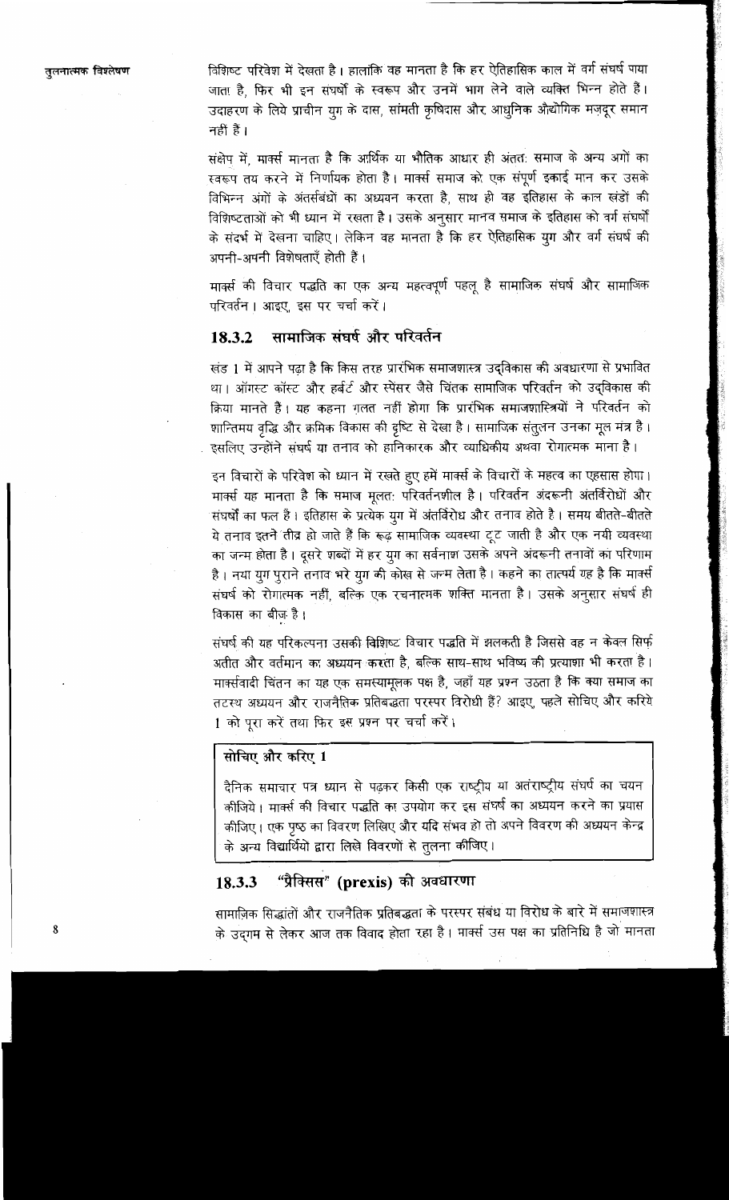विशिष्ट परिवेश में देखता है। हालांकि वह मानता है कि हर ऐतिहासिक काल में वर्ग संघर्ष पाया जाता है, फिर भी इन संघर्षों के स्वरूप और उनमें भाग लेने वाले व्यक्ति भिन्न होते हैं। उदाहरण के लिये प्राचीन युग के दास, सामंती कृषिदास और आधुनिक औद्योगिक मज़दूर समान नहीं हैं।

संक्षेप में, मार्क्स मानता है कि आर्थिक या भौतिक आधार ही अंततः समाज के अन्य अंगों का स्वरूप तय करने में निर्णायक होता है। मार्क्स समाज को एक संपूर्ण इकाई मान कर उसके विभिन्न अंगों के अंतर्संबंधों का अध्ययन करता है, साथ ही वह इतिहास के काल खंडों की विशिष्टताओं को भी ध्यान में रखता है। उसके अनुसार मानव समाज के इतिहास को वर्ग संघर्षों के संदर्भ में देखना चाहिए। लेकिन वह मानता है कि हर ऐतिहासिक युग और वर्ग संघर्ष की अपनी-अपनी विशेषताएँ होती हैं।

मार्क्स की विचार पद्धति का एक अन्य महत्वपूर्ण पहलू है सामाजिक संघर्ष और सामाजिक परिवर्तन। आइए, इस पर चर्चा करें।

### 18.3.2 सामाजिक संघर्ष और परिवर्तन

खंड 1 में आपने पढ़ा है कि किस तरह प्रारंभिक समाजशास्त्र उद्विकास की अवधारणा से प्रभावित था। ऑगस्ट कॉम्त और हर्बर्ट और स्पेंसर जैसे चिंतक सामाजिक परिवर्तन को उद्विकास की क्रिया मानते हैं। यह कहना ग़लत नहीं होगा कि प्रारंभिक समाजशास्त्रियों ने परिवर्तन को शान्तिमय वृद्धि और क्रमिक विकास की दृष्टि से देखा है। सामाजिक संतुलन उनका मूल मंत्र है। इसलिए उन्होंने संघर्ष या तनाव को हानिकारक और व्याधिकीय अथवा रोगात्मक माना है।

इन विचारों के परिवेश को ध्यान में रखते हुए हमें मार्क्स के विचारों के महत्व का एहसास होगा। मार्क्स यह मानता है कि समाज मूलतः परिवर्तनशील है। परिवर्तन अंदरूनी अंतर्विरोधों और संघर्षों का फल है। इतिहास के प्रत्येक युग में अंतर्विरोध और तनाव होते हैं। समय बीतते-बीतते ये तनाव इतने तीव्र हो जाते हैं कि रूढ़ सामाजिक व्यवस्था टूट जाती है और एक नयी व्यवस्था का जन्म होता है। दूसरे शब्दों में हर युग का सर्वनाश उसके अपने अंदरूनी तनावों का परिणाम है। नया युग पुराने तनाव भरे युग की कोख से जन्म लेता है। कहने का तात्पर्य यह है कि मार्क्स संघर्ष को रोगात्मक नहीं, बल्कि एक रचनात्मक शक्ति मानता है। उसके अनुसार संघर्ष ही विकास का बीज़ है।

संघर्ष की यह परिकल्पना उसकी विशिष्ट विचार पद्धति में झलकती है जिससे वह न केवल सिर्फ अतीत और वर्तमान का अध्ययन करता है, बल्कि साथ-साथ भविष्य की प्रत्याशा भी करता है। मार्क्सवादी चिंतन का यह एक समस्यामूलक पक्ष है, जहाँ यह प्रश्न उठता है कि क्या समाज का तटस्थ अध्ययन और राजनैतिक प्रतिबद्धता परस्पर विरोधी हैं? आइए, पहले सोचिए और करिये 1 को पूरा करें तथा फिर इस प्रश्न पर चर्चा करें।

**सोचिए और करिए 1**

दैनिक समाचार पत्र ध्यान से पढ़कर किसी एक राष्ट्रीय या अंतराष्ट्रीय संघर्ष का चयन कीजिये। मार्क्स की विचार पद्धति का उपयोग कर इस संघर्ष का अध्ययन करने का प्रयास कीजिए। एक पृष्ठ का विवरण लिखिए और यदि संभव हो तो अपने विवरण की अध्ययन केन्द्र के अन्य विद्यार्थियो द्वारा लिखे विवरणों से तुलना कीजिए।

### 18.3.3 "प्रैक्सिस" (prexis) की अवधारणा

सामाजिक सिद्धांतों और राजनैतिक प्रतिबद्धता के परस्पर संबंध या विरोध के बारे में समाजशास्त्र के उद्गम से लेकर आज तक विवाद होता रहा है। मार्क्स उस पक्ष का प्रतिनिधि है जो मानता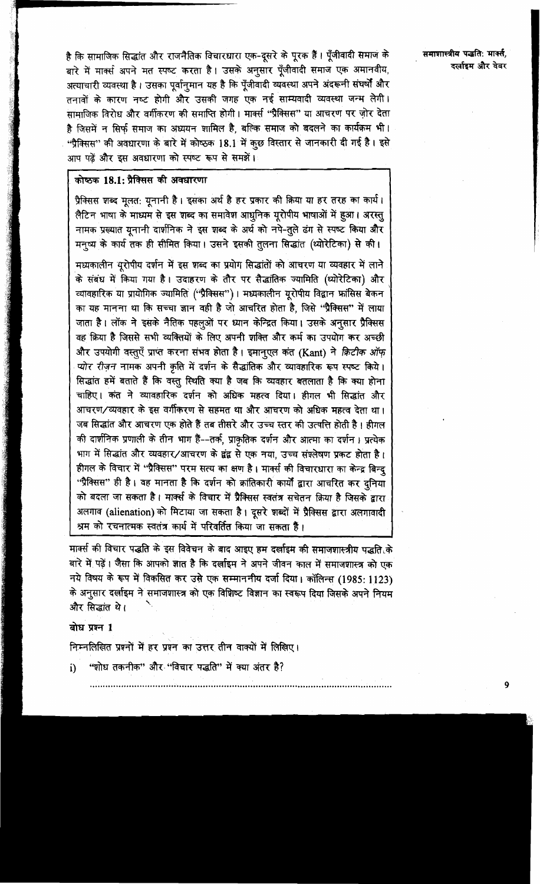है कि सामाजिक सिद्धांत और राजनैतिक विचारधारा एक-दूसरे के पूरक हैं। पूँजीवादी समाज के बारे में मार्क्स अपने मत स्पष्ट करता है। उसके अनुसार पूँजीवादी समाज एक अमानवीय, अत्याचारी व्यवस्था है। उसका पूर्वानुमान यह है कि पूँजीवादी व्यवस्था अपने अंदरूनी संघर्षों और तनावों के कारण नष्ट होगी और उसकी जगह एक नई साम्यवादी व्यवस्था जन्म लेगी। सामाजिक विरोध और वर्गीकरण की समाप्ति होगी। मार्क्स "प्रैक्सिस" या आचरण पर ज़ोर देता है जिसमें न सिर्फ समाज का अध्ययन शामिल है, बल्कि समाज को बदलने का कार्यक्रम भी। "प्रैक्सिस" की अवधारणा के बारे में कोष्ठक 18.1 में कुछ विस्तार से जानकारी दी गई है। इसे आप पढ़ें और इस अवधारणा को स्पष्ट रूप से समझें।

**कोष्ठक 18.1: प्रैक्सिस की अवधारणा**

प्रैक्सिस शब्द मूलतः यूनानी है। इसका अर्थ है हर प्रकार की क्रिया या हर तरह का कार्य। लैटिन भाषा के माध्यम से इस शब्द का समावेश आधुनिक यूरोपीय भाषाओं में हुआ। अरस्तु नामक प्रख्यात यूनानी दार्शनिक ने इस शब्द के अर्थ को नपे-तुले ढंग से स्पष्ट किया और मनुष्य के कार्य तक ही सीमित किया। उसने इसकी तुलना सिद्धांत (थ्योरेटिका) से की।

मध्यकालीन यूरोपीय दर्शन में इस शब्द का प्रयोग सिद्धांतों को आचरण या व्यवहार में लाने के संबंध में किया गया है। उदाहरण के तौर पर सैद्धांतिक ज्यामिति (थ्योरेटिका) और व्यावहारिक या प्रायोगिक ज्यामिति ("प्रैक्सिस")। मध्यकालीन यूरोपीय विद्वान फ्रांसिस बेकन का यह मानना था कि सच्चा ज्ञान वही है जो आचरित होता है, जिसे "प्रैक्सिस" में लाया जाता है। लॉक ने इसके नैतिक पहलुओं पर ध्यान केन्द्रित किया। उसके अनुसार प्रैक्सिस वह क्रिया है जिससे सभी व्यक्तियों के लिए अपनी शक्ति और कर्म का उपयोग कर अच्छी और उपयोगी वस्तुएँ प्राप्त करना संभव होता है। इमानुएल कंत (Kant) ने *क्रिटीक ऑफ़ प्योर रीज़न* नामक अपनी कृति में दर्शन के सैद्धांतिक और व्यावहारिक रूप स्पष्ट किये। सिद्धांत हमें बताते हैं कि वस्तु स्थिति क्या है जब कि व्यवहार बतलाता है कि क्या होना चाहिए। कंत ने व्यावहारिक दर्शन को अधिक महत्व दिया। हीगल भी सिद्धांत और आचरण/व्यवहार के इस वर्गीकरण से सहमत था और आचरण को अधिक महत्व देता था। जब सिद्धांत और आचरण एक होते हैं तब तीसरे और उच्च स्तर की उत्पत्ति होती है। हीगल की दार्शनिक प्रणाली के तीन भाग हैं--तर्क, प्राकृतिक दर्शन और आत्मा का दर्शन। प्रत्येक भाग में सिद्धांत और व्यवहार/आचरण के द्वंद्व से एक नया, उच्च संश्लेषण प्रकट होता है। हीगल के विचार में "प्रैक्सिस" परम सत्य का क्षण है। मार्क्स की विचारधारा का केन्द्र बिन्दु "प्रैक्सिस" ही है। वह मानता है कि दर्शन को क्रांतिकारी कार्यों द्वारा आचरित कर दुनिया को बदला जा सकता है। मार्क्स के विचार में प्रैक्सिस स्वतंत्र सचेतन क्रिया है जिसके द्वारा अलगाव (alienation) को मिटाया जा सकता है। दूसरे शब्दों में प्रैक्सिस द्वारा अलगावादी श्रम को रचनात्मक स्वतंत्र कार्य में परिवर्तित किया जा सकता है।

मार्क्स की विचार पद्धति के इस विवेचन के बाद आइए हम दर्खाइम की समाजशास्त्रीय पद्धति के बारे में पढ़ें। जैसा कि आपको ज्ञात है कि दर्खाइम ने अपने जीवन काल में समाजशास्त्र को एक नये विषय के रूप में विकसित कर उसे एक सम्माननीय दर्जा दिया। कॉलिन्स (1985: 1123) के अनुसार दर्खाइम ने समाजशास्त्र को एक विशिष्ट विज्ञान का स्वरूप दिया जिसके अपने नियम और सिद्धांत थे।

**बोध प्रश्न 1**

निम्नलिखित प्रश्नों में हर प्रश्न का उत्तर तीन वाक्यों में लिखिए।

i) "शोध तकनीक" और "विचार पद्धति" में क्या अंतर है?

..........................................................................................................................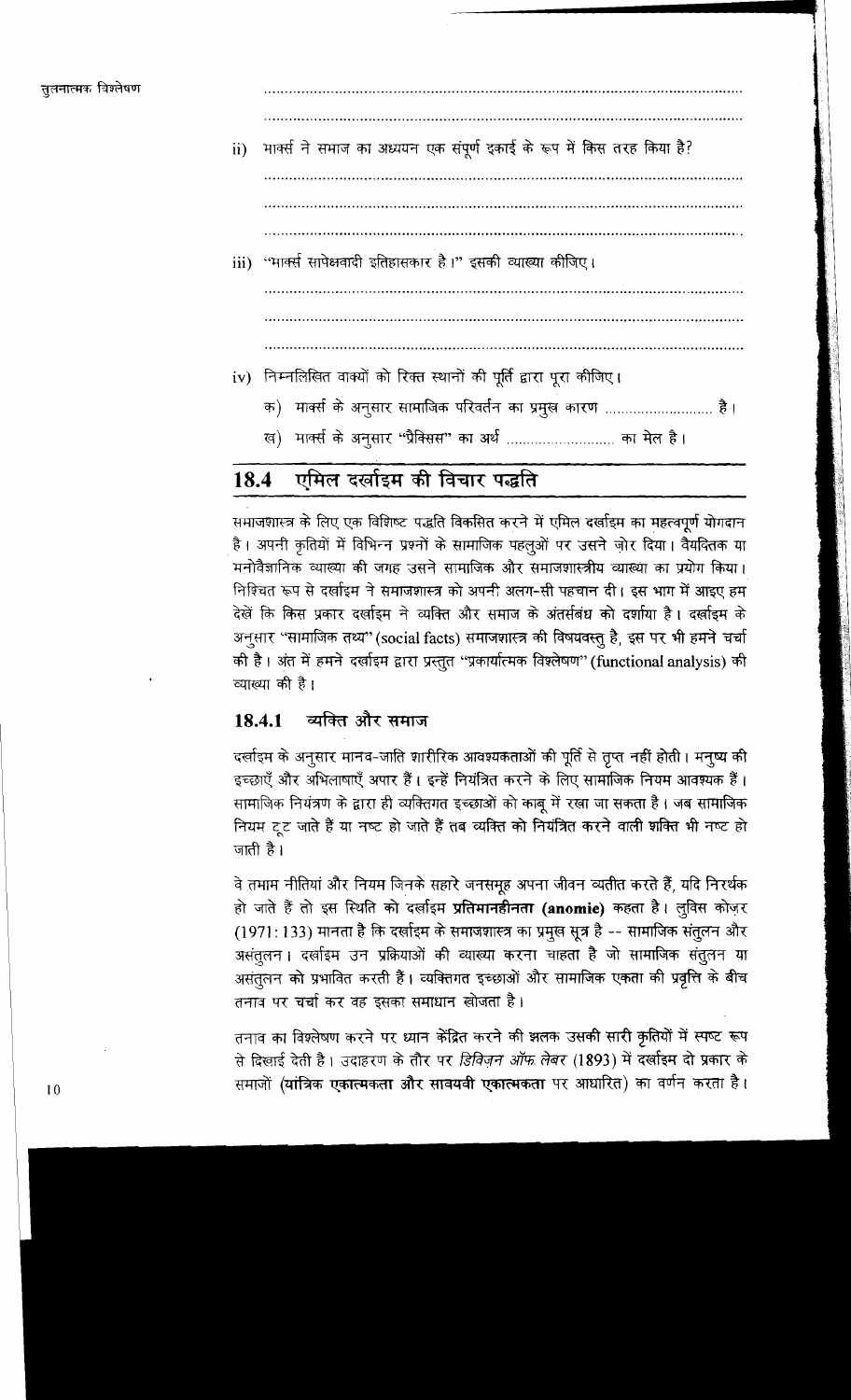..............................................................................................

..............................................................................................

ii) मार्क्स ने समाज का अध्ययन एक संपूर्ण इकाई के रूप में किस तरह किया है?

..............................................................................................

..............................................................................................

..............................................................................................

iii) "मार्क्स सापेक्षवादी इतिहासकार है।" इसकी व्याख्या कीजिए।

..............................................................................................

..............................................................................................

..............................................................................................

iv) निम्नलिखित वाक्यों को रिक्त स्थानों की पूर्ति द्वारा पूरा कीजिए।

क) मार्क्स के अनुसार सामाजिक परिवर्तन का प्रमुख कारण .......................... है।

ख) मार्क्स के अनुसार "प्रैक्सिस" का अर्थ .......................... का मेल है।

## 18.4 एमिल दर्खाइम की विचार पद्धति

समाजशास्त्र के लिए एक विशिष्ट पद्धति विकसित करने में एमिल दर्खाइम का महत्वपूर्ण योगदान है। अपनी कृतियों में विभिन्न प्रश्नों के सामाजिक पहलुओं पर उसने ज़ोर दिया। वैयक्तिक या मनोवैज्ञानिक व्याख्या की जगह उसने सामाजिक और समाजशास्त्रीय व्याख्या का प्रयोग किया। निश्चित रूप से दर्खाइम ने समाजशास्त्र को अपनी अलग-सी पहचान दी। इस भाग में आइए हम देखें कि किस प्रकार दर्खाइम ने व्यक्ति और समाज के अंतर्संबंध को दर्शाया है। दर्खाइम के अनुसार "सामाजिक तथ्य" (social facts) समाजशास्त्र की विषयवस्तु है, इस पर भी हमने चर्चा की है। अंत में हमने दर्खाइम द्वारा प्रस्तुत "प्रकार्यात्मक विश्लेषण" (functional analysis) की व्याख्या की है।

### 18.4.1 व्यक्ति और समाज

दर्खाइम के अनुसार मानव-जाति शारीरिक आवश्यकताओं की पूर्ति से तृप्त नहीं होती। मनुष्य की इच्छाएँ और अभिलाषाएँ अपार हैं। इन्हें नियंत्रित करने के लिए सामाजिक नियम आवश्यक हैं। सामाजिक नियंत्रण के द्वारा ही व्यक्तिगत इच्छाओं को काबू में रखा जा सकता है। जब सामाजिक नियम टूट जाते हैं या नष्ट हो जाते हैं तब व्यक्ति को नियंत्रित करने वाली शक्ति भी नष्ट हो जाती है।

वे तमाम नीतियां और नियम जिनके सहारे जनसमूह अपना जीवन व्यतीत करते हैं, यदि निरर्थक हो जाते हैं तो इस स्थिति को दर्खाइम **प्रतिमानहीनता (anomie)** कहता है। लुविस कोज़र (1971: 133) मानता है कि दर्खाइम के समाजशास्त्र का प्रमुख सूत्र है -- सामाजिक संतुलन और असंतुलन। दर्खाइम उन प्रक्रियाओं की व्याख्या करना चाहता है जो सामाजिक संतुलन या असंतुलन को प्रभावित करती हैं। व्यक्तिगत इच्छाओं और सामाजिक एकता की प्रवृत्ति के बीच तनाव पर चर्चा कर वह इसका समाधान खोजता है।

तनाव का विश्लेषण करने पर ध्यान केंद्रित करने की झलक उसकी सारी कृतियों में स्पष्ट रूप से दिखाई देती है। उदाहरण के तौर पर *डिविज़न ऑफ लेबर* (1893) में दर्खाइम दो प्रकार के समाजों (**यांत्रिक एकात्मकता और सावयवी एकात्मकता** पर आधारित) का वर्णन करता है।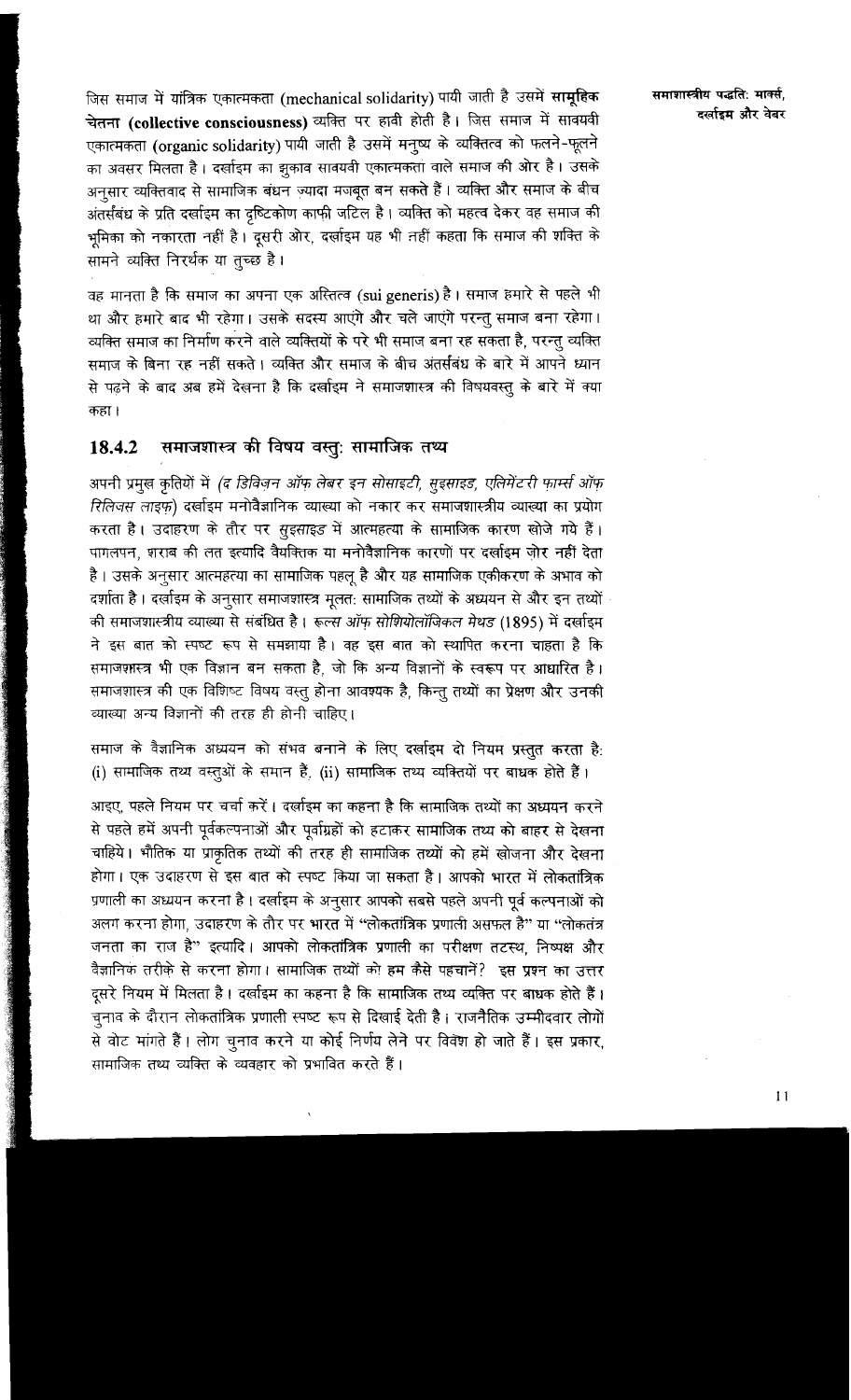जिस समाज में यांत्रिक एकात्मकता (mechanical solidarity) पायी जाती है उसमें **सामूहिक चेतना (collective consciousness)** व्यक्ति पर हावी होती है। जिस समाज में सावयवी एकात्मकता (organic solidarity) पायी जाती है उसमें मनुष्य के व्यक्तित्व को फलने-फूलने का अवसर मिलता है। दर्खाइम का झुकाव सावयवी एकात्मकता वाले समाज की ओर है। उसके अनुसार व्यक्तिवाद से सामाजिक बंधन ज़्यादा मजबूत बन सकते हैं। व्यक्ति और समाज के बीच अंतर्संबंध के प्रति दर्खाइम का दृष्टिकोण काफी जटिल है। व्यक्ति को महत्व देकर वह समाज की भूमिका को नकारता नहीं है। दूसरी ओर, दर्खाइम यह भी नहीं कहता कि समाज की शक्ति के सामने व्यक्ति निरर्थक या तुच्छ है।

वह मानता है कि समाज का अपना एक अस्तित्व (sui generis) है। समाज हमारे से पहले भी था और हमारे बाद भी रहेगा। उसके सदस्य आएंगे और चले जाएंगे परन्तु समाज बना रहेगा। व्यक्ति समाज का निर्माण करने वाले व्यक्तियों के परे भी समाज बना रह सकता है, परन्तु व्यक्ति समाज के बिना रह नहीं सकते। व्यक्ति और समाज के बीच अंतर्संबंध के बारे में आपने ध्यान से पढ़ने के बाद अब हमें देखना है कि दर्खाइम ने समाजशास्त्र की विषयवस्तु के बारे में क्या कहा।

### 18.4.2 समाजशास्त्र की विषय वस्तु: सामाजिक तथ्य

अपनी प्रमुख कृतियों में *(द डिविज़न ऑफ़ लेबर इन सोसाइटी, सुइसाइड, एलिमेंटरी फ़ार्म्स ऑफ़ रिलिजस लाइफ़)* दर्खाइम मनोवैज्ञानिक व्याख्या को नकार कर समाजशास्त्रीय व्याख्या का प्रयोग करता है। उदाहरण के तौर पर *सुइसाइड* में आत्महत्या के सामाजिक कारण खोजे गये हैं। पागलपन, शराब की लत इत्यादि वैयक्तिक या मनोवैज्ञानिक कारणों पर दर्खाइम ज़ोर नहीं देता है। उसके अनुसार आत्महत्या का सामाजिक पहलू है और यह सामाजिक एकीकरण के अभाव को दर्शाता है। दर्खाइम के अनुसार समाजशास्त्र मूलत: सामाजिक तथ्यों के अध्ययन से और इन तथ्यों की समाजशास्त्रीय व्याख्या से संबंधित है। *रूल्स ऑफ़ सोशियोलॉजिकल मेथड* (1895) में दर्खाइम ने इस बात को स्पष्ट रूप से समझाया है। वह इस बात को स्थापित करना चाहता है कि समाजशास्त्र भी एक विज्ञान बन सकता है, जो कि अन्य विज्ञानों के स्वरूप पर आधारित है। समाजशास्त्र की एक विशिष्ट विषय वस्तु होना आवश्यक है, किन्तु तथ्यों का प्रेक्षण और उनकी व्याख्या अन्य विज्ञानों की तरह ही होनी चाहिए।

समाज के वैज्ञानिक अध्ययन को संभव बनाने के लिए दर्खाइम दो नियम प्रस्तुत करता है: (i) सामाजिक तथ्य वस्तुओं के समान हैं, (ii) सामाजिक तथ्य व्यक्तियों पर बाधक होते हैं।

आइए, पहले नियम पर चर्चा करें। दर्खाइम का कहना है कि सामाजिक तथ्यों का अध्ययन करने से पहले हमें अपनी पूर्वकल्पनाओं और पूर्वाग्रहों को हटाकर सामाजिक तथ्य को बाहर से देखना चाहिये। भौतिक या प्राकृतिक तथ्यों की तरह ही सामाजिक तथ्यों को हमें खोजना और देखना होगा। एक उदाहरण से इस बात को स्पष्ट किया जा सकता है। आपको भारत में लोकतांत्रिक प्रणाली का अध्ययन करना है। दर्खाइम के अनुसार आपको सबसे पहले अपनी पूर्व कल्पनाओं को अलग करना होगा, उदाहरण के तौर पर भारत में "लोकतांत्रिक प्रणाली असफल है" या "लोकतंत्र जनता का राज है" इत्यादि। आपको लोकतांत्रिक प्रणाली का परीक्षण तटस्थ, निष्पक्ष और वैज्ञानिक तरीके से करना होगा। सामाजिक तथ्यों को हम कैसे पहचानें? इस प्रश्न का उत्तर दूसरे नियम में मिलता है। दर्खाइम का कहना है कि सामाजिक तथ्य व्यक्ति पर बाधक होते हैं। चुनाव के दौरान लोकतांत्रिक प्रणाली स्पष्ट रूप से दिखाई देती है। राजनैतिक उम्मीदवार लोगों से वोट मांगते हैं। लोग चुनाव करने या कोई निर्णय लेने पर विवश हो जाते हैं। इस प्रकार, सामाजिक तथ्य व्यक्ति के व्यवहार को प्रभावित करते हैं।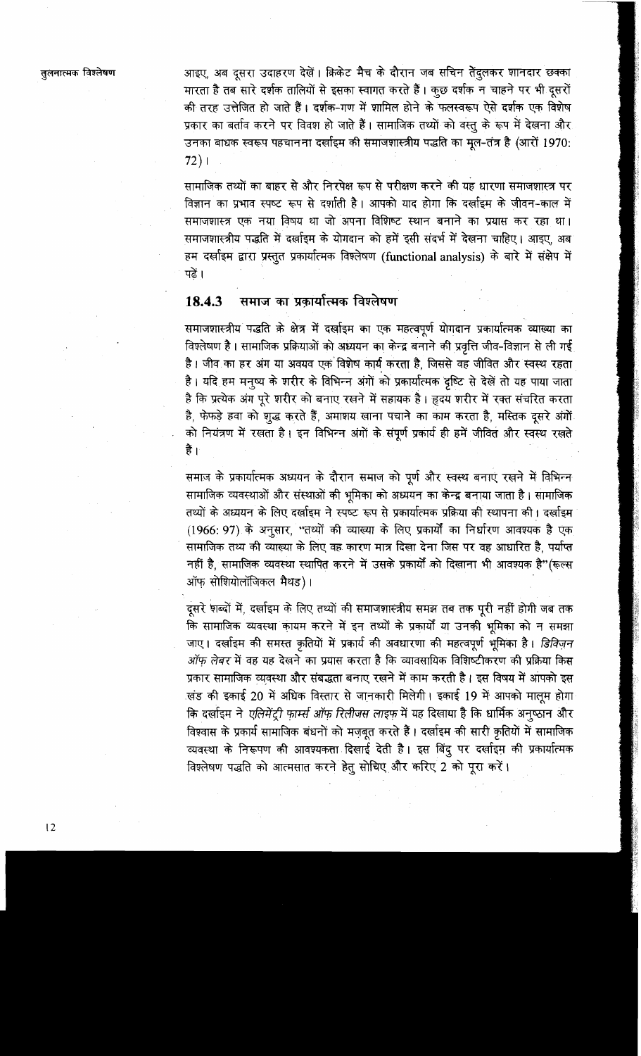आइए, अब दूसरा उदाहरण देखें। क्रिकेट मैच के दौरान जब सचिन तेंदुलकर शानदार छक्का मारता है तब सारे दर्शक तालियों से इसका स्वागत करते हैं। कुछ दर्शक न चाहने पर भी दूसरों की तरह उत्तेजित हो जाते हैं। दर्शक-गण में शामिल होने के फलस्वरूप ऐसे दर्शक एक विशेष प्रकार का बर्ताव करने पर विवश हो जाते हैं। सामाजिक तथ्यों को वस्तु के रूप में देखना और उनका बाधक स्वरूप पहचानना दर्खाइम की समाजशास्त्रीय पद्धति का मूल-तंत्र है (आरों 1970: 72)।

सामाजिक तथ्यों का बाहर से और निरपेक्ष रूप से परीक्षण करने की यह धारणा समाजशास्त्र पर विज्ञान का प्रभाव स्पष्ट रूप से दर्शाती है। आपको याद होगा कि दर्खाइम के जीवन-काल में समाजशास्त्र एक नया विषय था जो अपना विशिष्ट स्थान बनाने का प्रयास कर रहा था। समाजशास्त्रीय पद्धति में दर्खाइम के योगदान को हमें इसी संदर्भ में देखना चाहिए। आइए, अब हम दर्खाइम द्वारा प्रस्तुत प्रकार्यात्मक विश्लेषण (functional analysis) के बारे में संक्षेप में पढ़ें।

### 18.4.3 समाज का प्रकार्यात्मक विश्लेषण

समाजशास्त्रीय पद्धति के क्षेत्र में दर्खाइम का एक महत्वपूर्ण योगदान प्रकार्यात्मक व्याख्या का विश्लेषण है। सामाजिक प्रक्रियाओं को अध्ययन का केन्द्र बनाने की प्रवृत्ति जीव-विज्ञान से ली गई है। जीव का हर अंग या अवयव एक विशेष कार्य करता है, जिससे वह जीवित और स्वस्थ रहता है। यदि हम मनुष्य के शरीर के विभिन्न अंगों को प्रकार्यात्मक दृष्टि से देखें तो यह पाया जाता है कि प्रत्येक अंग पूरे शरीर को बनाए रखने में सहायक है। हृदय शरीर में रक्त संचरित करता है, फेफड़े हवा को शुद्ध करते हैं, अमाशय खाना पचाने का काम करता है, मस्तिक दूसरे अंगों को नियंत्रण में रखता है। इन विभिन्न अंगों के संपूर्ण प्रकार्य ही हमें जीवित और स्वस्थ रखते हैं।

समाज के प्रकार्यात्मक अध्ययन के दौरान समाज को पूर्ण और स्वस्थ बनाए रखने में विभिन्न सामाजिक व्यवस्थाओं और संस्थाओं की भूमिका को अध्ययन का केन्द्र बनाया जाता है। सामाजिक तथ्यों के अध्ययन के लिए दर्खाइम ने स्पष्ट रूप से प्रकार्यात्मक प्रक्रिया की स्थापना की। दर्खाइम (1966: 97) के अनुसार, "तथ्यों की व्याख्या के लिए प्रकार्यों का निर्धारण आवश्यक है एक सामाजिक तथ्य की व्याख्या के लिए वह कारण मात्र दिखा देना जिस पर वह आधारित है, पर्याप्त नहीं है, सामाजिक व्यवस्था स्थापित करने में उसके प्रकार्यों को दिखाना भी आवश्यक है" (रूल्स ऑफ सोशियोलॉजिकल मैथड)।

दूसरे शब्दों में, दर्खाइम के लिए तथ्यों की समाजशास्त्रीय समझ तब तक पूरी नहीं होगी जब तक कि सामाजिक व्यवस्था कायम करने में इन तथ्यों के प्रकार्यों या उनकी भूमिका को न समझा जाए। दर्खाइम की समस्त कृतियों में प्रकार्य की अवधारणा की महत्वपूर्ण भूमिका है। *डिविज़न ऑफ लेबर* में वह यह देखने का प्रयास करता है कि व्यावसायिक विशिष्टीकरण की प्रक्रिया किस प्रकार सामाजिक व्यवस्था और संबद्धता बनाए रखने में काम करती है। इस विषय में आपको इस खंड की इकाई 20 में अधिक विस्तार से जानकारी मिलेगी। इकाई 19 में आपको मालूम होगा कि दर्खाइम ने *एलिमेंट्री फार्म्स ऑफ रिलीजस लाइफ* में यह दिखाया है कि धार्मिक अनुष्ठान और विश्वास के प्रकार्य सामाजिक बंधनों को मज़बूत करते हैं। दर्खाइम की सारी कृतियों में सामाजिक व्यवस्था के निरूपण की आवश्यकता दिखाई देती है। इस बिंदु पर दर्खाइम की प्रकार्यात्मक विश्लेषण पद्धति को आत्मसात करने हेतु सोचिए और करिए 2 को पूरा करें।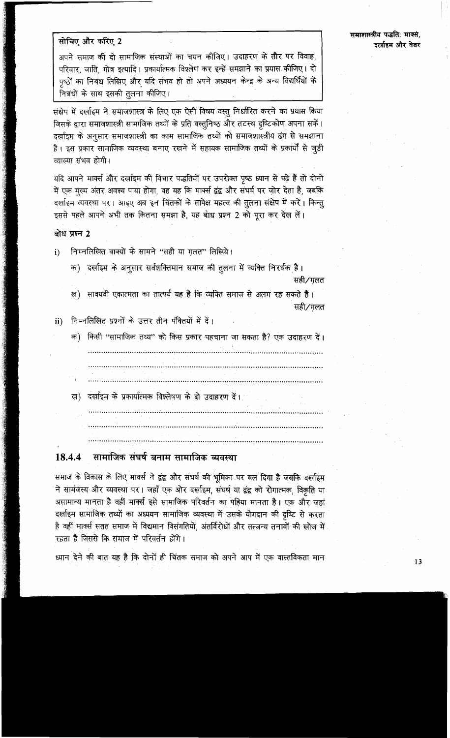**सोचिए और करिए 2**

अपने समाज की दो सामाजिक संस्थाओं का चयन कीजिए। उदाहरण के तौर पर विवाह, परिवार, जाति, गोत्र इत्यादि। प्रकार्यात्मक विश्लेषण कर इन्हें समझाने का प्रयास कीजिए। दो पृष्ठों का निबंध लिखिए और यदि संभव हो तो अपने अध्ययन केन्द्र के अन्य विद्यार्थियों के निबंधों के साथ इसकी तुलना कीजिए।

संक्षेप में दर्खाइम ने समाजशास्त्र के लिए एक ऐसी विषय वस्तु निर्धारित करने का प्रयास किया जिसके द्वारा समाजशास्त्री सामाजिक तथ्यों के प्रति वस्तुनिष्ठ और तटस्थ दृष्टिकोण अपना सकें। दर्खाइम के अनुसार समाजशास्त्री का काम सामाजिक तथ्यों को समाजशास्त्रीय ढंग से समझाना है। इस प्रकार सामाजिक व्यवस्था बनाए रखने में सहायक सामाजिक तथ्यों के प्रकार्यों से जुड़ी व्याख्या संभव होगी।

यदि आपने मार्क्स और दर्खाइम की विचार पद्धतियों पर उपरोक्त पृष्ठ ध्यान से पढ़े हैं तो दोनों में एक मुख्य अंतर अवश्य पाया होगा, वह यह कि मार्क्स द्वंद्व और संघर्ष पर ज़ोर देता है, जबकि दर्खाइम व्यवस्था पर। आइए अब इन चिंतकों के सापेक्ष महत्व की तुलना संक्षेप में करें। किन्तु इससे पहले आपने अभी तक कितना समझा है, यह बोध प्रश्न 2 को पूरा कर देख लें।

**बोध प्रश्न 2**

i) निम्नलिखित वाक्यों के सामने "सही या ग़लत" लिखिये।

   क) दर्खाइम के अनुसार सर्वशक्तिमान समाज की तुलना में व्यक्ति निरर्थक है।
   सही/ग़लत

   ख) सावयवी एकात्मता का तात्पर्य यह है कि व्यक्ति समाज से अलग रह सकते हैं।
   सही/ग़लत

ii) निम्नलिखित प्रश्नों के उत्तर तीन पंक्तियों में दें।

   क) किसी "सामाजिक तथ्य" को किस प्रकार पहचाना जा सकता है? एक उदाहरण दें।

   ..........................................................................................................

   ..........................................................................................................

   ..........................................................................................................

   ख) दर्खाइम के प्रकार्यात्मक विश्लेषण के दो उदाहरण दें।

   ..........................................................................................................

   ..........................................................................................................

   ..........................................................................................................

### 18.4.4 सामाजिक संघर्ष बनाम सामाजिक व्यवस्था

समाज के विकास के लिए मार्क्स ने द्वंद्व और संघर्ष की भूमिका पर बल दिया है जबकि दर्खाइम ने सामंजस्य और व्यवस्था पर। जहाँ एक ओर दर्खाइम, संघर्ष या द्वंद्व को रोगात्मक, विकृति या असामान्य मानता है वहीं मार्क्स इसे सामाजिक परिवर्तन का पहिया मानता है। एक और जहां दर्खाइम सामाजिक तथ्यों का अध्ययन सामाजिक व्यवस्था में उसके योगदान की दृष्टि से करता है वहीं मार्क्स सतत समाज में विद्यमान विसंगतियों, अंतर्विरोधों और तत्जन्य तनावों की खोज में रहता है जिससे कि समाज में परिवर्तन होंगे।

ध्यान देने की बात यह है कि दोनों ही चिंतक समाज को अपने आप में एक वास्तविकता मान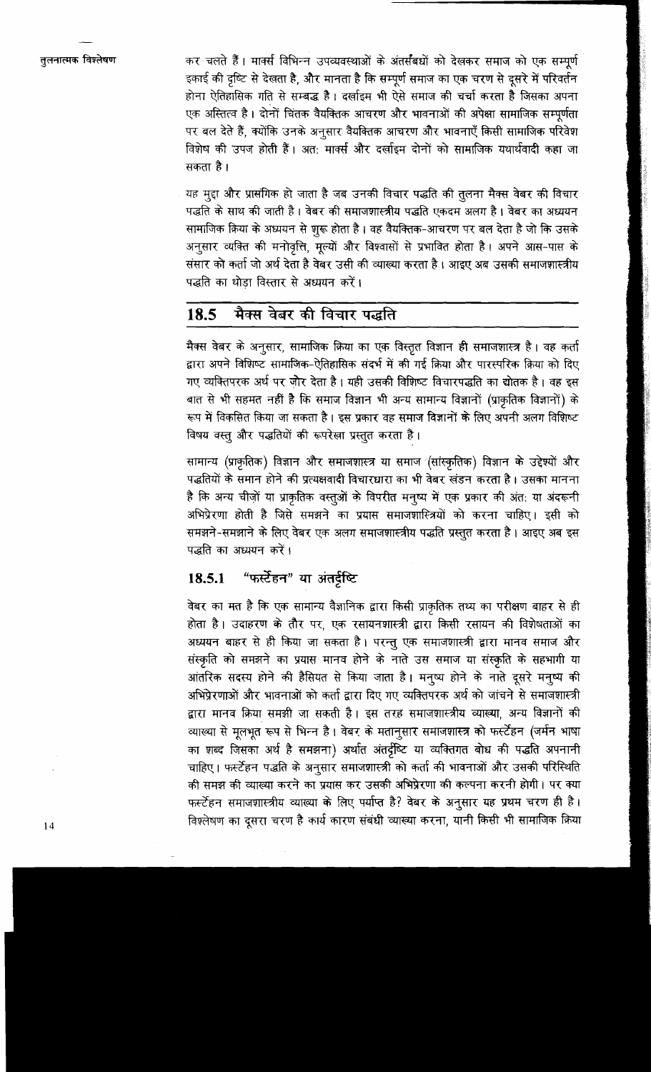कर चलते हैं। मार्क्स विभिन्न उपव्यवस्थाओं के अंतर्संबंधों को देखकर समाज को एक सम्पूर्ण इकाई की दृष्टि से देखता है, और मानता है कि सम्पूर्ण समाज का एक चरण से दूसरे में परिवर्तन होना ऐतिहासिक गति से सम्बद्ध है। दर्खाइम भी ऐसे समाज की चर्चा करता है जिसका अपना एक अस्तित्व है। दोनों चिंतक वैयक्तिक आचरण और भावनाओं की अपेक्षा सामाजिक सम्पूर्णता पर बल देते हैं, क्योंकि उनके अनुसार वैयक्तिक आचरण और भावनाएँ किसी सामाजिक परिवेश विशेष की उपज होती हैं। अतः मार्क्स और दर्खाइम दोनों को सामाजिक यथार्थवादी कहा जा सकता है।

यह मुद्दा और प्रासंगिक हो जाता है जब उनकी विचार पद्धति की तुलना मैक्स वेबर की विचार पद्धति के साथ की जाती है। वेबर की समाजशास्त्रीय पद्धति एकदम अलग है। वेबर का अध्ययन सामाजिक क्रिया के अध्ययन से शुरू होता है। वह वैयक्तिक-आचरण पर बल देता है जो कि उसके अनुसार व्यक्ति की मनोवृत्ति, मूल्यों और विश्वासों से प्रभावित होता है। अपने आस-पास के संसार को कर्ता जो अर्थ देता है वेबर उसी की व्याख्या करता है। आइए अब उसकी समाजशास्त्रीय पद्धति का थोड़ा विस्तार से अध्ययन करें।

## 18.5 मैक्स वेबर की विचार पद्धति

मैक्स वेबर के अनुसार, सामाजिक क्रिया का एक विस्तृत विज्ञान ही समाजशास्त्र है। वह कर्ता द्वारा अपने विशिष्ट सामाजिक-ऐतिहासिक संदर्भ में की गई क्रिया और पारस्परिक क्रिया को दिए गए व्यक्तिपरक अर्थ पर ज़ोर देता है। यही उसकी विशिष्ट विचारपद्धति का द्योतक है। वह इस बात से भी सहमत नहीं है कि समाज विज्ञान भी अन्य सामान्य विज्ञानों (प्राकृतिक विज्ञानों) के रूप में विकसित किया जा सकता है। इस प्रकार वह समाज विज्ञानों के लिए अपनी अलग विशिष्ट विषय वस्तु और पद्धतियों की रूपरेखा प्रस्तुत करता है।

सामान्य (प्राकृतिक) विज्ञान और समाजशास्त्र या समाज (सांस्कृतिक) विज्ञान के उद्देश्यों और पद्धतियों के समान होने की प्रत्यक्षवादी विचारधारा का भी वेबर खंडन करता है। उसका मानना है कि अन्य चीज़ों या प्राकृतिक वस्तुओं के विपरीत मनुष्य में एक प्रकार की अंतः या अंदरूनी अभिप्रेरणा होती है जिसे समझने का प्रयास समाजशास्त्रियों को करना चाहिए। इसी को समझने-समझाने के लिए वेबर एक अलग समाजशास्त्रीय पद्धति प्रस्तुत करता है। आइए अब इस पद्धति का अध्ययन करें।

### 18.5.1 "फर्स्टेहन" या अंतर्दृष्टि

वेबर का मत है कि एक सामान्य वैज्ञानिक द्वारा किसी प्राकृतिक तथ्य का परीक्षण बाहर से ही होता है। उदाहरण के तौर पर, एक रसायनशास्त्री द्वारा किसी रसायन की विशेषताओं का अध्ययन बाहर से ही किया जा सकता है। परन्तु एक समाजशास्त्री द्वारा मानव समाज और संस्कृति को समझने का प्रयास मानव होने के नाते उस समाज या संस्कृति के सहभागी या आंतरिक सदस्य होने की हैसियत से किया जाता है। मनुष्य होने के नाते दूसरे मनुष्य की अभिप्रेरणाओं और भावनाओं को कर्ता द्वारा दिए गए व्यक्तिपरक अर्थ को जांचने से समाजशास्त्री द्वारा मानव क्रिया समझी जा सकती है। इस तरह समाजशास्त्रीय व्याख्या, अन्य विज्ञानों की व्याख्या से मूलभूत रूप से भिन्न है। वेबर के मतानुसार समाजशास्त्र को फर्स्टेहन (जर्मन भाषा का शब्द जिसका अर्थ है समझना) अर्थात अंतर्दृष्टि या व्यक्तिगत बोध की पद्धति अपनानी चाहिए। फर्स्टेहन पद्धति के अनुसार समाजशास्त्री को कर्ता की भावनाओं और उसकी परिस्थिति की समझ की व्याख्या करने का प्रयास कर उसकी अभिप्रेरणा की कल्पना करनी होगी। पर क्या फर्स्टेहन समाजशास्त्रीय व्याख्या के लिए पर्याप्त है? वेबर के अनुसार यह प्रथम चरण ही है। विश्लेषण का दूसरा चरण है कार्य कारण संबंधी व्याख्या करना, यानी किसी भी सामाजिक क्रिया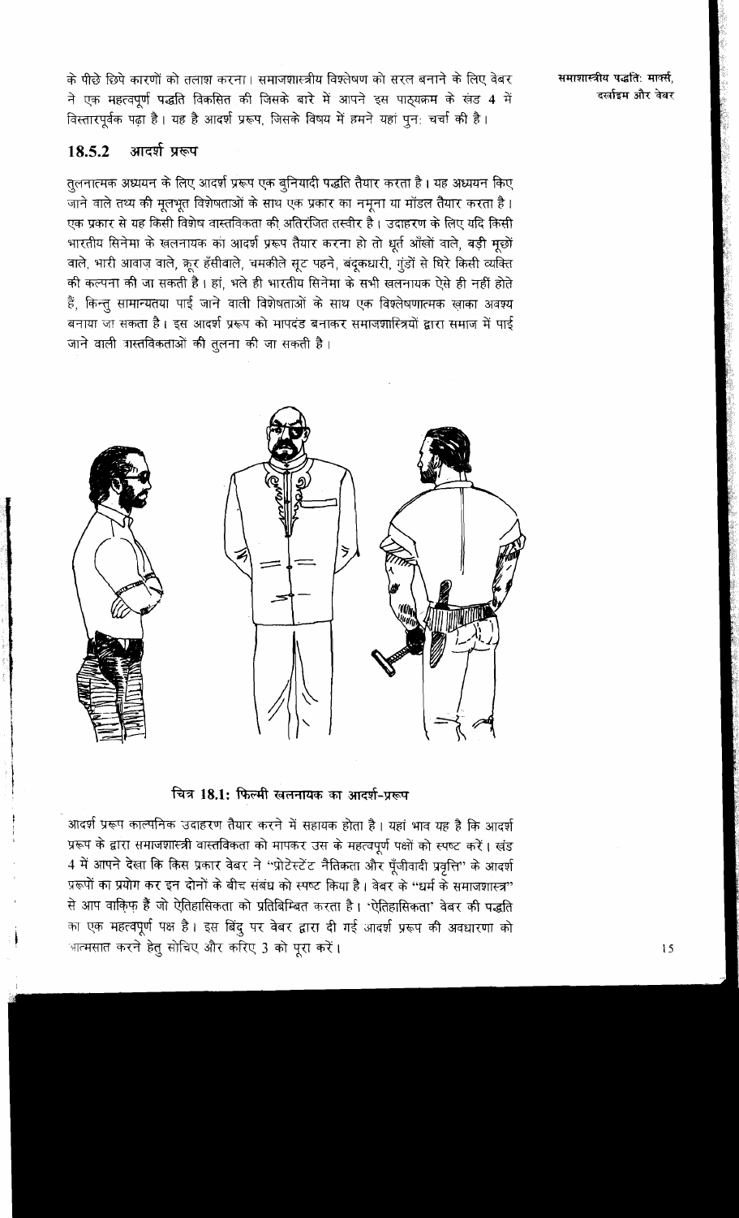के पीछे छिपे कारणों को तलाश करना। समाजशास्त्रीय विश्लेषण को सरल बनाने के लिए वेबर ने एक महत्वपूर्ण पद्धति विकसित की जिसके बारे में आपने इस पाठ्यक्रम के खंड 4 में विस्तारपूर्वक पढ़ा है। यह है आदर्श प्ररूप, जिसके विषय में हमने यहां पुनः चर्चा की है।

### 18.5.2 आदर्श प्ररूप

तुलनात्मक अध्ययन के लिए आदर्श प्ररूप एक बुनियादी पद्धति तैयार करता है। यह अध्ययन किए जाने वाले तथ्य की मूलभूत विशेषताओं के साथ एक प्रकार का नमूना या मॉडल तैयार करता है। एक प्रकार से यह किसी विशेष वास्तविकता की अतिरंजित तस्वीर है। उदाहरण के लिए यदि किसी भारतीय सिनेमा के खलनायक का आदर्श प्ररूप तैयार करना हो तो धूर्त आँखों वाले, बड़ी मूछों वाले, भारी आवाज़ वाले, क्रूर हँसीवाले, चमकीले सूट पहने, बंदूकधारी, गुंडों से घिरे किसी व्यक्ति की कल्पना की जा सकती है। हां, भले ही भारतीय सिनेमा के सभी खलनायक ऐसे ही नहीं होते हैं, किन्तु सामान्यतया पाई जाने वाली विशेषताओं के साथ एक विश्लेषणात्मक खाका अवश्य बनाया जा सकता है। इस आदर्श प्ररूप को मापदंड बनाकर समाजशास्त्रियों द्वारा समाज में पाई जाने वाली वास्तविकताओं की तुलना की जा सकती है।

चित्र 18.1: फिल्मी खलनायक का आदर्श-प्ररूप

आदर्श प्ररूप काल्पनिक उदाहरण तैयार करने में सहायक होता है। यहां भाव यह है कि आदर्श प्ररूप के द्वारा समाजशास्त्री वास्तविकता को मापकर उस के महत्वपूर्ण पक्षों को स्पष्ट करें। खंड 4 में आपने देखा कि किस प्रकार वेबर ने "प्रोटेस्टेंट नैतिकता और पूँजीवादी प्रवृत्ति" के आदर्श प्ररूपों का प्रयोग कर इन दोनों के बीच संबंध को स्पष्ट किया है। वेबर के "धर्म के समाजशास्त्र" से आप वाकिफ़ हैं जो ऐतिहासिकता को प्रतिबिम्बित करता है। 'ऐतिहासिकता' वेबर की पद्धति का एक महत्वपूर्ण पक्ष है। इस बिंदु पर वेबर द्वारा दी गई आदर्श प्ररूप की अवधारणा को आत्मसात करने हेतु सोचिए और करिए 3 को पूरा करें।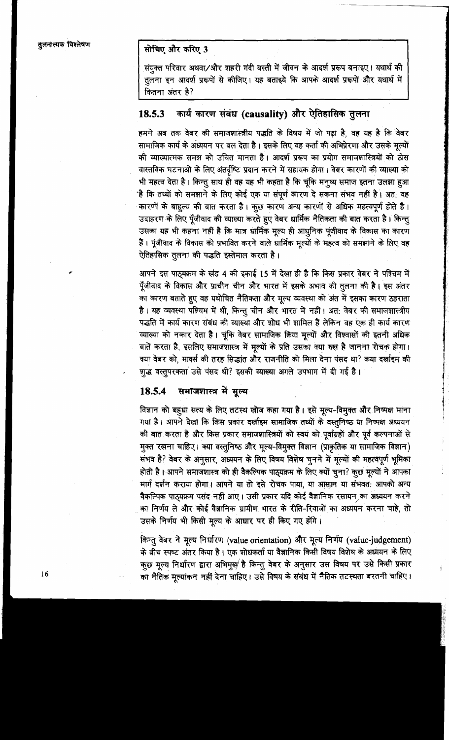**सोचिए और करिए 3**

संयुक्त परिवार अथवा/और शहरी गंदी बस्ती में जीवन के आदर्श प्ररूप बनाइए। यथार्थ की तुलना इन आदर्श प्ररूपों से कीजिए। यह बताइये कि आपके आदर्श प्ररूपों और यथार्थ में कितना अंतर है?

### 18.5.3 कार्य कारण संबंध (causality) और ऐतिहासिक तुलना

हमने अब तक वेबर की समाजशास्त्रीय पद्धति के विषय में जो पढ़ा है, वह यह है कि वेबर सामाजिक कार्य के अध्ययन पर बल देता है। इसके लिए वह कर्ता की अभिप्रेरणा और उसके मूल्यों की व्याख्यात्मक समझ को उचित मानता है। आदर्श प्ररूप का प्रयोग समाजशास्त्रियों को ठोस वास्तविक घटनाओं के लिए अंतर्दृष्टि प्रदान करने में सहायक होगा। वेबर कारणों की व्याख्या को भी महत्व देता है। किन्तु साथ ही वह यह भी कहता है कि चूंकि मनुष्य समाज इतना उलझा हुआ है कि तथ्यों को समझाने के लिए कोई एक या संपूर्ण कारण दे सकना संभव नहीं है। अत: वह कारणों के बाहुल्य की बात करता है। कुछ कारण अन्य कारणों से अधिक महत्वपूर्ण होते है। उदाहरण के लिए पूँजीवाद की व्याख्या करते हुए वेबर धार्मिक नैतिकता की बात करता है। किन्तु उसका यह भी कहना नहीं है कि मात्र धार्मिक मूल्य ही आधुनिक पूंजीवाद के विकास का कारण हैं। पूंजीवाद के विकास को प्रभावित करने वाले धार्मिक मूल्यों के महत्व को समझाने के लिए वह ऐतिहासिक तुलना की पद्धति इस्तेमाल करता है।

आपने इस पाठ्यक्रम के खंड 4 की इकाई 15 में देखा ही है कि किस प्रकार वेबर ने पश्चिम में पूँजीवाद के विकास और प्राचीन चीन और भारत में इसके अभाव की तुलना की है। इस अंतर का कारण बताते हुए वह यथोचित नैतिकता और मूल्य व्यवस्था को अंत में इसका कारण ठहराता है। यह व्यवस्था पश्चिम में थी, किन्तु चीन और भारत में नहीं। अत: वेबर की समाजशास्त्रीय पद्धति में कार्य कारण संबंध की व्याख्या और शोध भी शामिल हैं लेकिन वह एक ही कार्य कारण व्याख्या को नकार देता है। चूंकि वेबर सामाजिक क्रिया मूल्यों और विश्वासों की इतनी अधिक बातें करता है, इसलिए समाजशास्त्र में मूल्यों के प्रति उसका क्या रुख है जानना रोचक होगा। क्या वेबर को, मार्क्स की तरह सिद्धांत और राजनीति को मिला देना पसंद था? क्या दर्खाइम की शुद्ध वस्तुपरकता उसे पसंद थी? इसकी व्याख्या अगले उपभाग में दी गई है।

### 18.5.4 समाजशास्त्र में मूल्य

विज्ञान को बहुधा सत्य के लिए तटस्थ खोज कहा गया है। इसे मूल्य-विमुक्त और निष्पक्ष माना गया है। आपने देखा कि किस प्रकार दर्खाइम सामाजिक तथ्यों के वस्तुनिष्ठ या निष्पक्ष अध्ययन की बात करता है और किस प्रकार समाजशास्त्रियों को स्वयं को पूर्वाग्रहों और पूर्व कल्पनाओं से मुक्त रखना चाहिए। क्या वस्तुनिष्ठ और मूल्य-विमुक्त विज्ञान (प्राकृतिक या सामाजिक विज्ञान) संभव है? वेबर के अनुसार, अध्ययन के लिए विषय विशेष चुनने में मूल्यों की महत्वपूर्ण भूमिका होती है। आपने समाजशास्त्र को ही वैकल्पिक पाठ्यक्रम के लिए क्यों चुना? कुछ मूल्यों ने आपका मार्ग दर्शन कराया होगा। आपने या तो इसे रोचक पाया, या आसान या संभवत: आपको अन्य वैकल्पिक पाठ्यक्रम पसंद नहीं आए। उसी प्रकार यदि कोई वैज्ञानिक रसायन का अध्ययन करने का निर्णय ले और कोई वैज्ञानिक ग्रामीण भारत के रीति-रिवाजों का अध्ययन करना चाहे, तो उसके निर्णय भी किसी मूल्य के आधार पर ही किए गए होंगे।

किन्तु वेबर ने मूल्य निर्धारण (value orientation) और मूल्य निर्णय (value-judgement) के बीच स्पष्ट अंतर किया है। एक शोधकर्ता या वैज्ञानिक किसी विषय विशेष के अध्ययन के लिए कुछ मूल्य निर्धारण द्वारा अभिमुख है किन्तु वेबर के अनुसार उस विषय पर उसे किसी प्रकार का नैतिक मूल्यांकन नहीं देना चाहिए। उसे विषय के संबंध में नैतिक तटस्थता बरतनी चाहिए।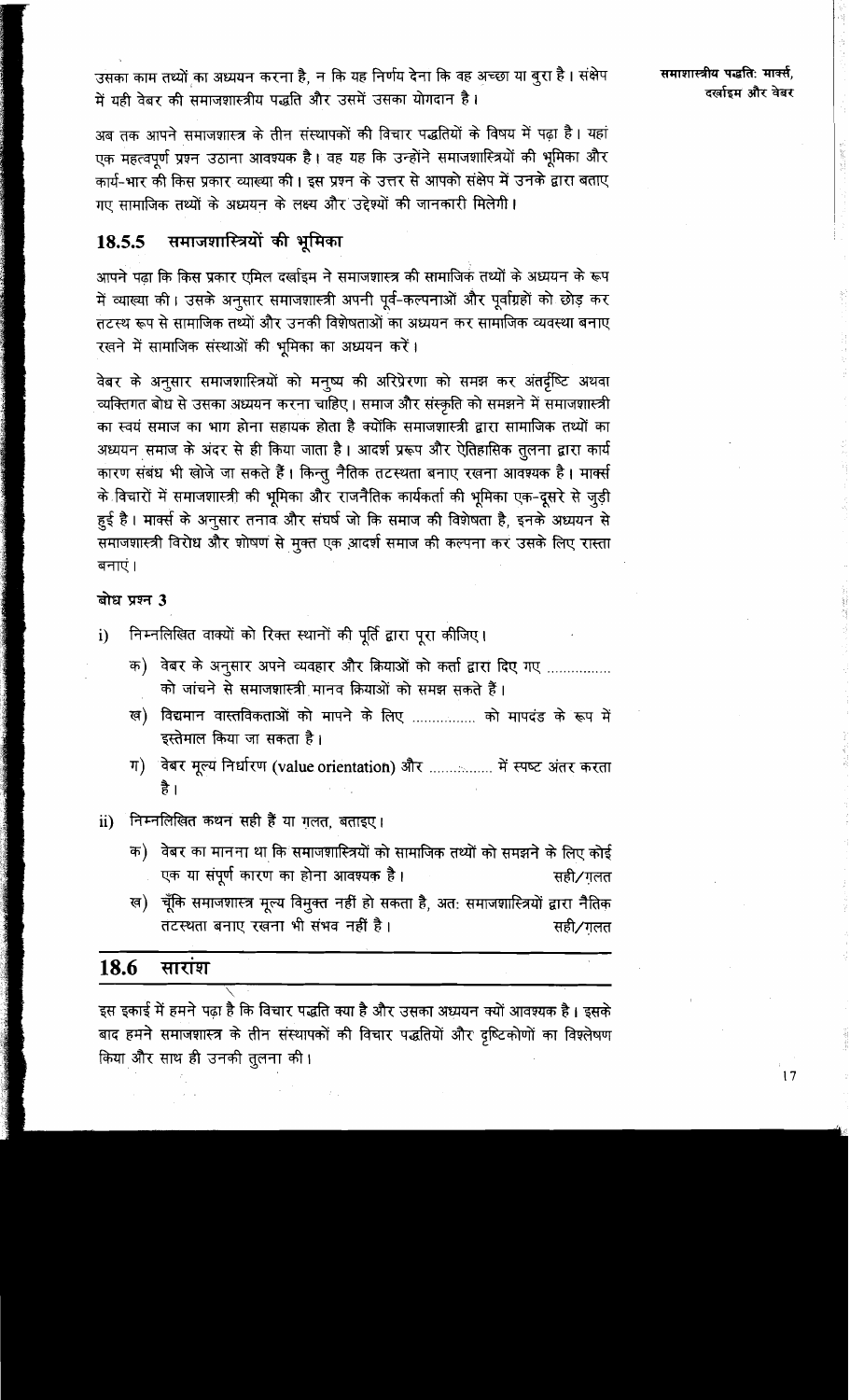उसका काम तथ्यों का अध्ययन करना है, न कि यह निर्णय देना कि वह अच्छा या बुरा है। संक्षेप में यही वेबर की समाजशास्त्रीय पद्धति और उसमें उसका योगदान है।

अब तक आपने समाजशास्त्र के तीन संस्थापकों की विचार पद्धतियों के विषय में पढ़ा है। यहां एक महत्वपूर्ण प्रश्न उठाना आवश्यक है। वह यह कि उन्होंने समाजशास्त्रियों की भूमिका और कार्य-भार की किस प्रकार व्याख्या की। इस प्रश्न के उत्तर से आपको संक्षेप में उनके द्वारा बताए गए सामाजिक तथ्यों के अध्ययन के लक्ष्य और उद्देश्यों की जानकारी मिलेगी।

### 18.5.5 समाजशास्त्रियों की भूमिका

आपने पढ़ा कि किस प्रकार एमिल दर्खाइम ने समाजशास्त्र की सामाजिक तथ्यों के अध्ययन के रूप में व्याख्या की। उसके अनुसार समाजशास्त्री अपनी पूर्व-कल्पनाओं और पूर्वाग्रहों को छोड़ कर तटस्थ रूप से सामाजिक तथ्यों और उनकी विशेषताओं का अध्ययन कर सामाजिक व्यवस्था बनाए रखने में सामाजिक संस्थाओं की भूमिका का अध्ययन करें।

वेबर के अनुसार समाजशास्त्रियों को मनुष्य की अभिप्रेरणा को समझ कर अंतर्दृष्टि अथवा व्यक्तिगत बोध से उसका अध्ययन करना चाहिए। समाज और संस्कृति को समझने में समाजशास्त्री का स्वयं समाज का भाग होना सहायक होता है क्योंकि समाजशास्त्री द्वारा सामाजिक तथ्यों का अध्ययन समाज के अंदर से ही किया जाता है। आदर्श प्ररूप और ऐतिहासिक तुलना द्वारा कार्य कारण संबंध भी खोजे जा सकते हैं। किन्तु नैतिक तटस्थता बनाए रखना आवश्यक है। मार्क्स के विचारों में समाजशास्त्री की भूमिका और राजनैतिक कार्यकर्ता की भूमिका एक-दूसरे से जुड़ी हुई है। मार्क्स के अनुसार तनाव और संघर्ष जो कि समाज की विशेषता है, इनके अध्ययन से समाजशास्त्री विरोध और शोषण से मुक्त एक आदर्श समाज की कल्पना कर उसके लिए रास्ता बनाएं।

**बोध प्रश्न 3**

i) निम्नलिखित वाक्यों को रिक्त स्थानों की पूर्ति द्वारा पूरा कीजिए।

   क) वेबर के अनुसार अपने व्यवहार और क्रियाओं को कर्ता द्वारा दिए गए ................ को जांचने से समाजशास्त्री मानव क्रियाओं को समझ सकते हैं।

   ख) विद्यमान वास्तविकताओं को मापने के लिए ................ को मापदंड के रूप में इस्तेमाल किया जा सकता है।

   ग) वेबर मूल्य निर्धारण (value orientation) और ................ में स्पष्ट अंतर करता है।

ii) निम्नलिखित कथन सही हैं या ग़लत, बताइए।

   क) वेबर का मानना था कि समाजशास्त्रियों को सामाजिक तथ्यों को समझने के लिए कोई एक या संपूर्ण कारण का होना आवश्यक है। सही/ग़लत

   ख) चूँकि समाजशास्त्र मूल्य विमुक्त नहीं हो सकता है, अतः समाजशास्त्रियों द्वारा नैतिक तटस्थता बनाए रखना भी संभव नहीं है। सही/ग़लत

## 18.6 सारांश

इस इकाई में हमने पढ़ा है कि विचार पद्धति क्या है और उसका अध्ययन क्यों आवश्यक है। इसके बाद हमने समाजशास्त्र के तीन संस्थापकों की विचार पद्धतियों और दृष्टिकोणों का विश्लेषण किया और साथ ही उनकी तुलना की।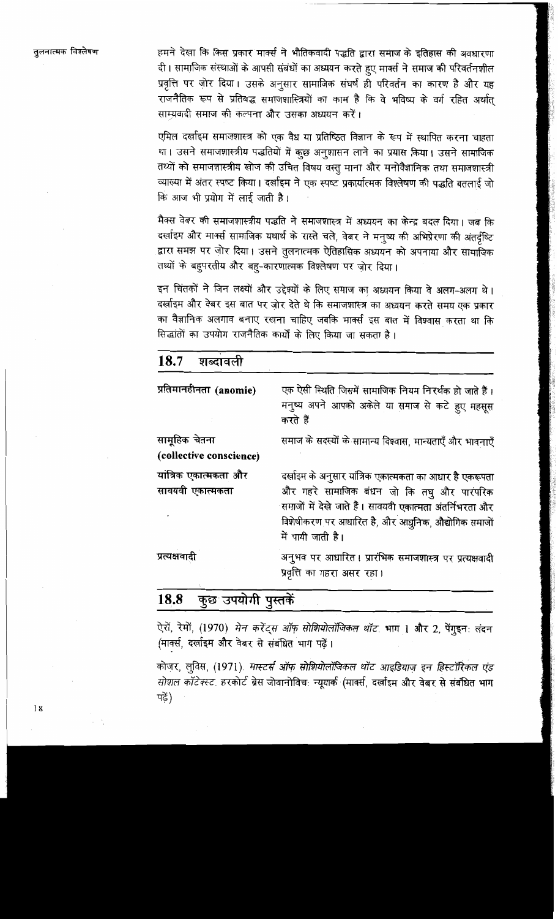हमने देखा कि किस प्रकार मार्क्स ने भौतिकवादी पद्धति द्वारा समाज के इतिहास की अवधारणा दी। सामाजिक संस्थाओं के आपसी संबंधों का अध्ययन करते हुए मार्क्स ने समाज की परिवर्तनशील प्रवृत्ति पर ज़ोर दिया। उसके अनुसार सामाजिक संघर्ष ही परिवर्तन का कारण है और यह राजनैतिक रूप से प्रतिबद्ध समाजशास्त्रियों का काम है कि वे भविष्य के वर्ग रहित अर्थात् साम्यवादी समाज की कल्पना और उसका अध्ययन करें।

एमिल दर्खाइम समाजशास्त्र को एक वैध या प्रतिष्ठित विज्ञान के रूप में स्थापित करना चाहता था। उसने समाजशास्त्रीय पद्धतियों में कुछ अनुशासन लाने का प्रयास किया। उसने सामाजिक तथ्यों को समाजशास्त्रीय खोज की उचित विषय वस्तु माना और मनोवैज्ञानिक तथा समाजशास्त्री व्याख्या में अंतर स्पष्ट किया। दर्खाइम ने एक स्पष्ट प्रकार्यात्मक विश्लेषण की पद्धति बतलाई जो कि आज भी प्रयोग में लाई जाती है।

मैक्स वेबर की समाजशास्त्रीय पद्धति ने समाजशास्त्र में अध्ययन का केन्द्र बदल दिया। जब कि दर्खाइम और मार्क्स सामाजिक यथार्थ के रास्ते चले, वेबर ने मनुष्य की अभिप्रेरणा की अंतर्दृष्टि द्वारा समझ पर ज़ोर दिया। उसने तुलनात्मक ऐतिहासिक अध्ययन को अपनाया और सामाजिक तथ्यों के बहुपरतीय और बहु-कारणात्मक विश्लेषण पर ज़ोर दिया।

इन चिंतकों ने जिन लक्ष्यों और उद्देश्यों के लिए समाज का अध्ययन किया वे अलग-अलग थे। दर्खाइम और वेबर इस बात पर ज़ोर देते थे कि समाजशास्त्र का अध्ययन करते समय एक प्रकार का वैज्ञानिक अलगाव बनाए रखना चाहिए जबकि मार्क्स इस बात में विश्वास करता था कि सिद्धांतों का उपयोग राजनैतिक कार्यों के लिए किया जा सकता है।

## 18.7 शब्दावली

**प्रतिमानहीनता (anomie)** — एक ऐसी स्थिति जिसमें सामाजिक नियम निरर्थक हो जाते हैं। मनुष्य अपने आपको अकेले या समाज से कटे हुए महसूस करते हैं

**सामूहिक चेतना (collective conscience)** — समाज के सदस्यों के सामान्य विश्वास, मान्यताएँ और भावनाएँ

**यांत्रिक एकात्मकता और सावयवी एकात्मकता** — दर्खाइम के अनुसार यांत्रिक एकात्मकता का आधार है एकरूपता और गहरे सामाजिक बंधन जो कि लघु और पारंपरिक समाजों में देखे जाते हैं। सावयवी एकात्मता अंतर्निभरता और विशेषीकरण पर आधारित है, और आधुनिक, औद्योगिक समाजों में पायी जाती है।

**प्रत्यक्षवादी** — अनुभव पर आधारित। प्रारंभिक समाजशास्त्र पर प्रत्यक्षवादी प्रवृत्ति का गहरा असर रहा।

## 18.8 कुछ उपयोगी पुस्तकें

ऐरों, रेमों, (1970) *मेन करेंट्स ऑफ़ सोशियोलॉजिकल थॉट*. भाग 1 और 2, पेंगुइन: लंदन (मार्क्स, दर्खाइम और वेबर से संबंधित भाग पढ़ें।

कोज़र, लुविस, (1971). *मास्टर्स ऑफ़ सोशियोलॉजिकल थॉट आइडियाज़ इन हिस्टॉरिकल एंड सोशल कॉन्टेक्स्ट*. हरकोर्ट ब्रेस जोवानोविच: न्यूयार्क (मार्क्स, दर्खाइम और वेबर से संबंधित भाग पढ़ें)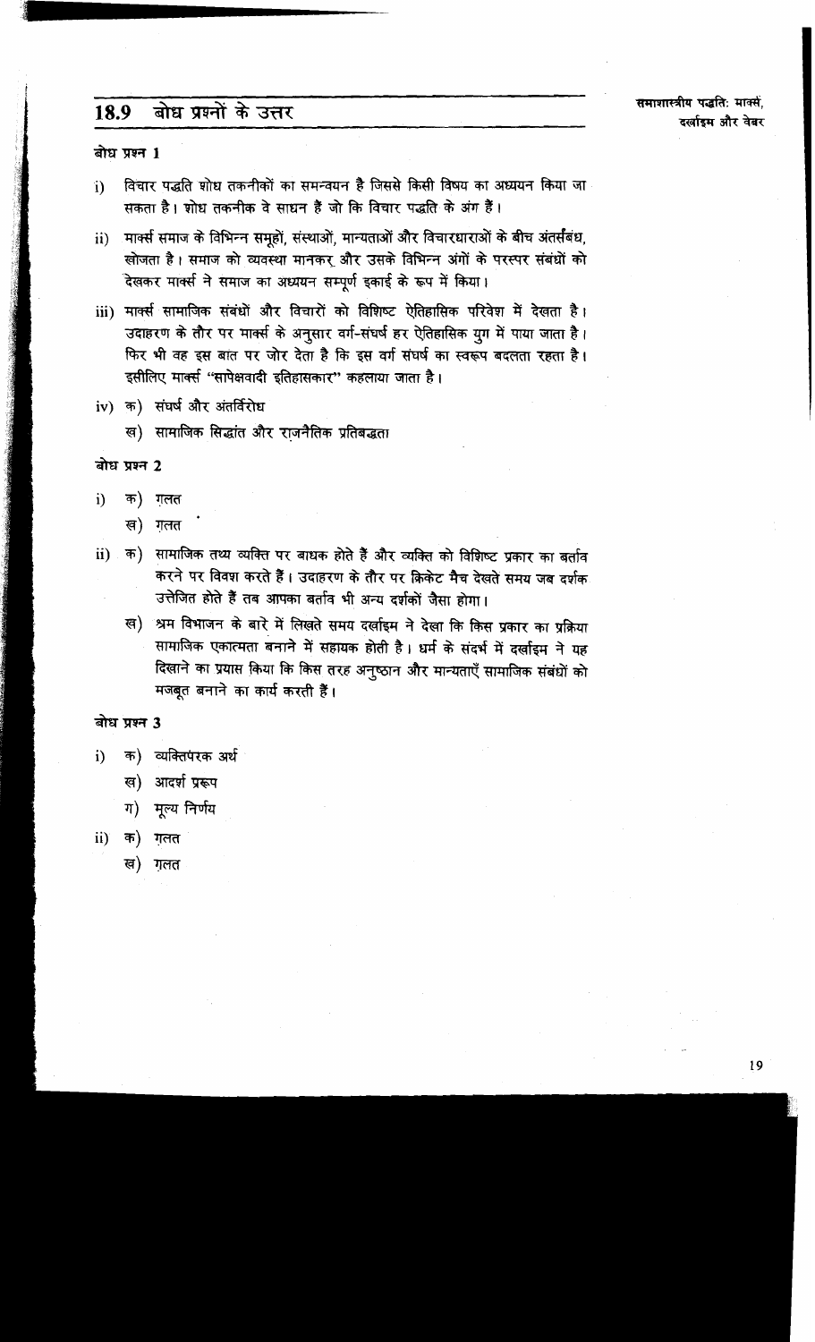## 18.9 बोध प्रश्नों के उत्तर

**बोध प्रश्न 1**

i) विचार पद्धति शोध तकनीकों का समन्वयन है जिससे किसी विषय का अध्ययन किया जा सकता है। शोध तकनीक वे साधन हैं जो कि विचार पद्धति के अंग हैं।

ii) मार्क्स समाज के विभिन्न समूहों, संस्थाओं, मान्यताओं और विचारधाराओं के बीच अंतर्संबंध, खोजता है। समाज को व्यवस्था मानकर और उसके विभिन्न अंगों के परस्पर संबंधों को देखकर मार्क्स ने समाज का अध्ययन सम्पूर्ण इकाई के रूप में किया।

iii) मार्क्स सामाजिक संबंधों और विचारों को विशिष्ट ऐतिहासिक परिवेश में देखता है। उदाहरण के तौर पर मार्क्स के अनुसार वर्ग-संघर्ष हर ऐतिहासिक युग में पाया जाता है। फिर भी वह इस बात पर जोर देता है कि इस वर्ग संघर्ष का स्वरूप बदलता रहता है। इसीलिए मार्क्स "सापेक्षवादी इतिहासकार" कहलाया जाता है।

iv) क) संघर्ष और अंतर्विरोध

ख) सामाजिक सिद्धांत और राजनैतिक प्रतिबद्धता

**बोध प्रश्न 2**

i) क) ग़लत

ख) ग़लत

ii) क) सामाजिक तथ्य व्यक्ति पर बाधक होते हैं और व्यक्ति को विशिष्ट प्रकार का बर्ताव करने पर विवश करते हैं। उदाहरण के तौर पर क्रिकेट मैच देखते समय जब दर्शक उत्तेजित होते हैं तब आपका बर्ताव भी अन्य दर्शकों जैसा होगा।

ख) श्रम विभाजन के बारे में लिखते समय दर्खाइम ने देखा कि किस प्रकार का प्रक्रिया सामाजिक एकात्मता बनाने में सहायक होती है। धर्म के संदर्भ में दर्खाइम ने यह दिखाने का प्रयास किया कि किस तरह अनुष्ठान और मान्यताएँ सामाजिक संबंधों को मजबूत बनाने का कार्य करती हैं।

**बोध प्रश्न 3**

i) क) व्यक्तिपरक अर्थ

ख) आदर्श प्ररूप

ग) मूल्य निर्णय

ii) क) ग़लत

ख) ग़लत